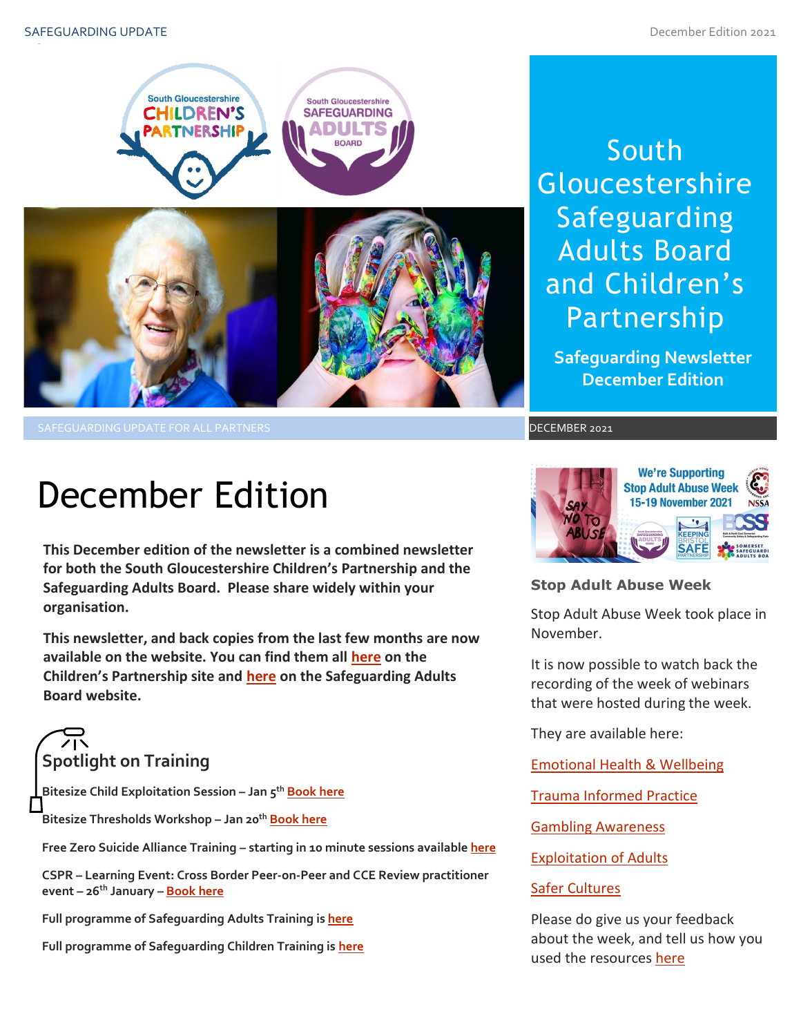# South Gloucestershire Safeguarding Adults Board and Children's Partnership

**Safeguarding Newsletter December Edition**

SAFEGUARDING UPDATE FOR ALL PARTNERS

DECEMBER 2021

# December Edition

**This December edition of the newsletter is a combined newsletter for both the South Gloucestershire Children's Partnership and the Safeguarding Adults Board. Please share widely within your organisation.**

**This newsletter, and back copies from the last few months are now available on the website. You can find them all here on the Children's Partnership site and here on the Safeguarding Adults Board website.**

## Spotlight on Training

**Bitesize Child Exploitation Session – Jan 5th Book here**

**Bitesize Thresholds Workshop – Jan 20th Book here**

**Free Zero Suicide Alliance Training – starting in 10 minute sessions available here**

**CSPR – Learning Event: Cross Border Peer-on-Peer and CCE Review practitioner event – 26th January – Book here**

**Full programme of Safeguarding Adults Training is here**

**Full programme of Safeguarding Children Training is here**

### Stop Adult Abuse Week

Stop Adult Abuse Week took place in November.

It is now possible to watch back the recording of the week of webinars that were hosted during the week.

They are available here:

Emotional Health & Wellbeing

Trauma Informed Practice

Gambling Awareness

Exploitation of Adults

Safer Cultures

Please do give us your feedback about the week, and tell us how you used the resources here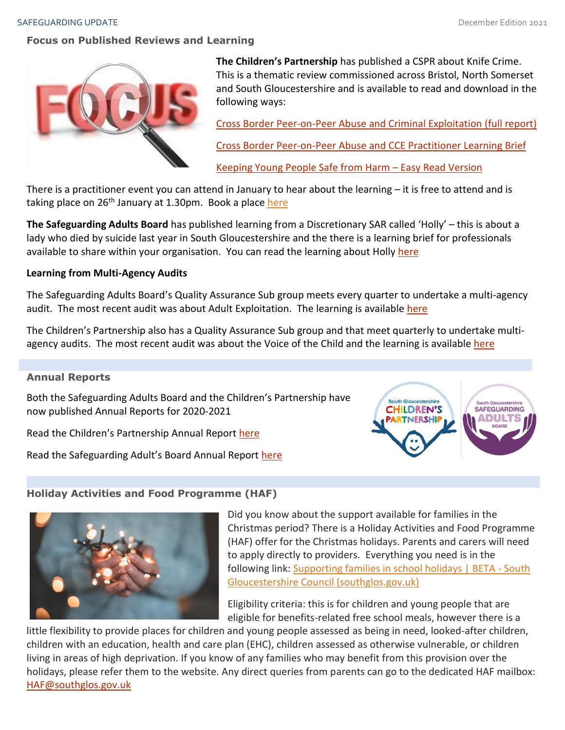## Focus on Published Reviews and Learning

**The Children's Partnership** has published a CSPR about Knife Crime. This is a thematic review commissioned across Bristol, North Somerset and South Gloucestershire and is available to read and download in the following ways:

Cross Border Peer-on-Peer Abuse and Criminal Exploitation (full report)

Cross Border Peer-on-Peer Abuse and CCE Practitioner Learning Brief

Keeping Young People Safe from Harm – Easy Read Version

There is a practitioner event you can attend in January to hear about the learning – it is free to attend and is taking place on 26th January at 1.30pm. Book a place here

**The Safeguarding Adults Board** has published learning from a Discretionary SAR called 'Holly' – this is about a lady who died by suicide last year in South Gloucestershire and the there is a learning brief for professionals available to share within your organisation. You can read the learning about Holly here

**Learning from Multi-Agency Audits**

The Safeguarding Adults Board's Quality Assurance Sub group meets every quarter to undertake a multi-agency audit. The most recent audit was about Adult Exploitation. The learning is available here

The Children's Partnership also has a Quality Assurance Sub group and that meet quarterly to undertake multi-agency audits. The most recent audit was about the Voice of the Child and the learning is available here

## Annual Reports

Both the Safeguarding Adults Board and the Children's Partnership have now published Annual Reports for 2020-2021

Read the Children's Partnership Annual Report here

Read the Safeguarding Adult's Board Annual Report here

## Holiday Activities and Food Programme (HAF)

Did you know about the support available for families in the Christmas period? There is a Holiday Activities and Food Programme (HAF) offer for the Christmas holidays. Parents and carers will need to apply directly to providers. Everything you need is in the following link: Supporting families in school holidays | BETA - South Gloucestershire Council (southglos.gov.uk)

Eligibility criteria: this is for children and young people that are eligible for benefits-related free school meals, however there is a little flexibility to provide places for children and young people assessed as being in need, looked-after children, children with an education, health and care plan (EHC), children assessed as otherwise vulnerable, or children living in areas of high deprivation. If you know of any families who may benefit from this provision over the holidays, please refer them to the website. Any direct queries from parents can go to the dedicated HAF mailbox: HAF@southglos.gov.uk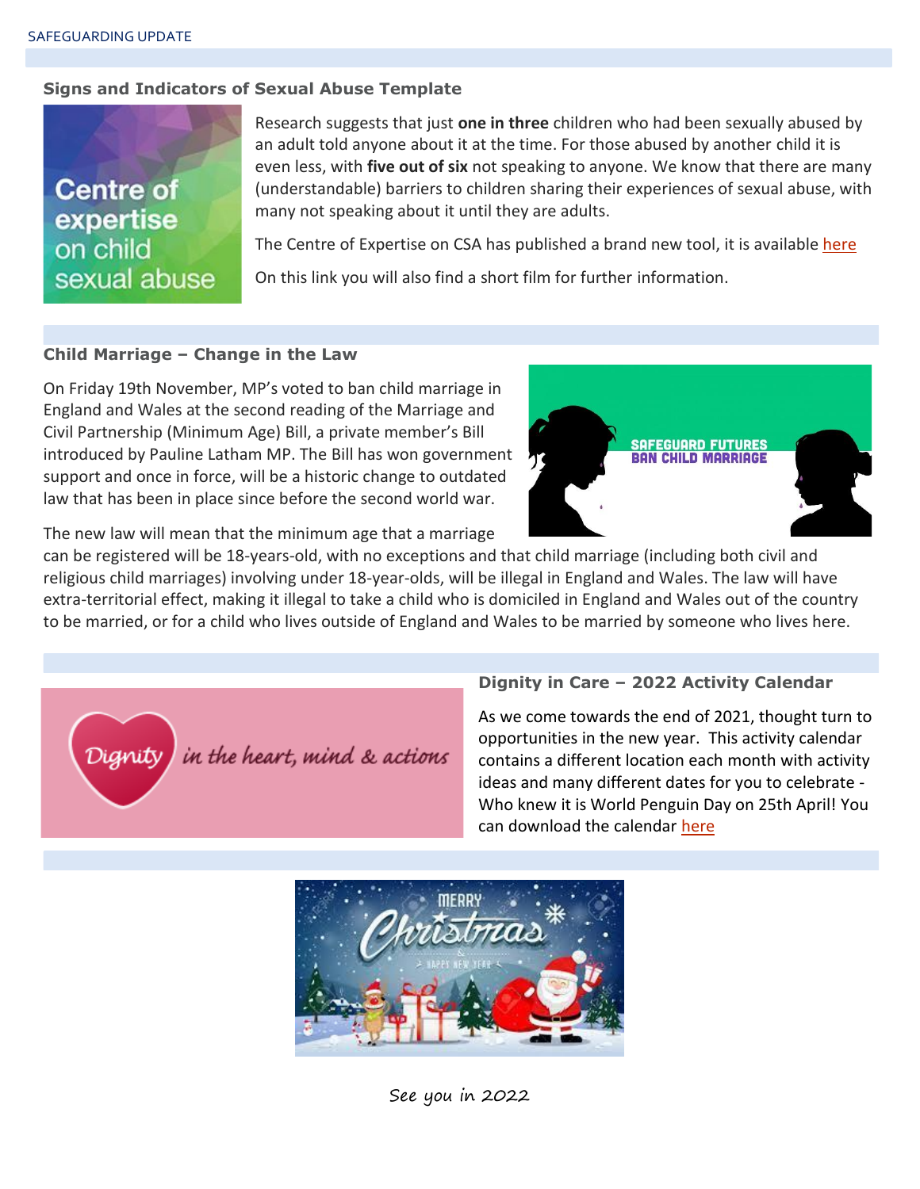SAFEGUARDING UPDATE

### Signs and Indicators of Sexual Abuse Template

Research suggests that just **one in three** children who had been sexually abused by an adult told anyone about it at the time. For those abused by another child it is even less, with **five out of six** not speaking to anyone. We know that there are many (understandable) barriers to children sharing their experiences of sexual abuse, with many not speaking about it until they are adults.

The Centre of Expertise on CSA has published a brand new tool, it is available here

On this link you will also find a short film for further information.

### Child Marriage – Change in the Law

On Friday 19th November, MP's voted to ban child marriage in England and Wales at the second reading of the Marriage and Civil Partnership (Minimum Age) Bill, a private member's Bill introduced by Pauline Latham MP. The Bill has won government support and once in force, will be a historic change to outdated law that has been in place since before the second world war.

The new law will mean that the minimum age that a marriage can be registered will be 18-years-old, with no exceptions and that child marriage (including both civil and religious child marriages) involving under 18-year-olds, will be illegal in England and Wales. The law will have extra-territorial effect, making it illegal to take a child who is domiciled in England and Wales out of the country to be married, or for a child who lives outside of England and Wales to be married by someone who lives here.

### Dignity in Care – 2022 Activity Calendar

As we come towards the end of 2021, thought turn to opportunities in the new year. This activity calendar contains a different location each month with activity ideas and many different dates for you to celebrate - Who knew it is World Penguin Day on 25th April! You can download the calendar here

*See you in 2022*